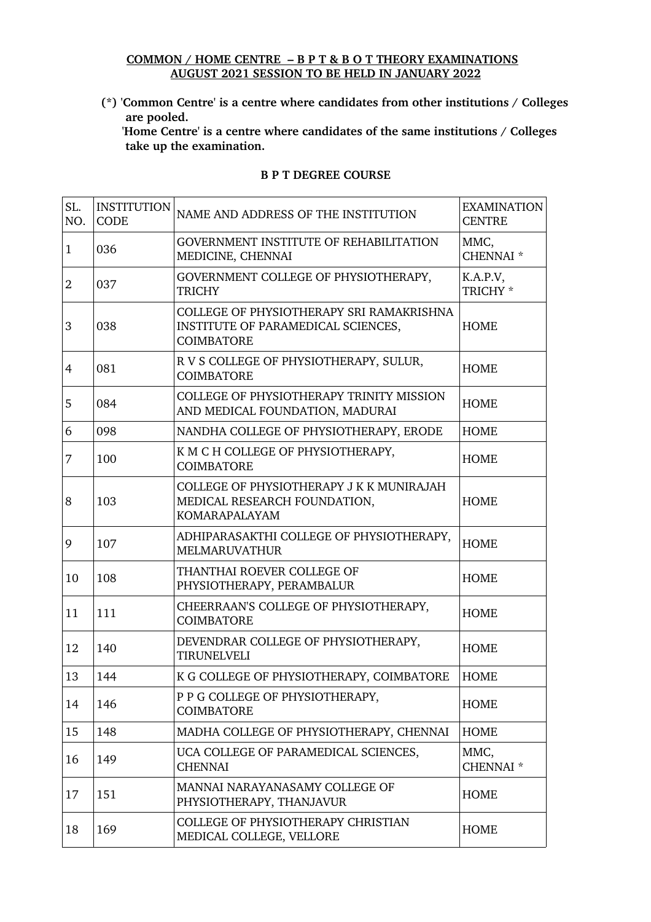**COMMON / HOME CENTRE – B P T & B O T THEORY EXAMINATIONS**
**AUGUST 2021 SESSION TO BE HELD IN JANUARY 2022**

**(*) 'Common Centre' is a centre where candidates from other institutions / Colleges are pooled.**
**'Home Centre' is a centre where candidates of the same institutions / Colleges take up the examination.**

**B P T DEGREE COURSE**

| SL. NO. | INSTITUTION CODE | NAME AND ADDRESS OF THE INSTITUTION | EXAMINATION CENTRE |
|---|---|---|---|
| 1 | 036 | GOVERNMENT INSTITUTE OF REHABILITATION MEDICINE, CHENNAI | MMC, CHENNAI * |
| 2 | 037 | GOVERNMENT COLLEGE OF PHYSIOTHERAPY, TRICHY | K.A.P.V, TRICHY * |
| 3 | 038 | COLLEGE OF PHYSIOTHERAPY SRI RAMAKRISHNA INSTITUTE OF PARAMEDICAL SCIENCES, COIMBATORE | HOME |
| 4 | 081 | R V S COLLEGE OF PHYSIOTHERAPY, SULUR, COIMBATORE | HOME |
| 5 | 084 | COLLEGE OF PHYSIOTHERAPY TRINITY MISSION AND MEDICAL FOUNDATION, MADURAI | HOME |
| 6 | 098 | NANDHA COLLEGE OF PHYSIOTHERAPY, ERODE | HOME |
| 7 | 100 | K M C H COLLEGE OF PHYSIOTHERAPY, COIMBATORE | HOME |
| 8 | 103 | COLLEGE OF PHYSIOTHERAPY J K K MUNIRAJAH MEDICAL RESEARCH FOUNDATION, KOMARAPALAYAM | HOME |
| 9 | 107 | ADHIPARASAKTHI COLLEGE OF PHYSIOTHERAPY, MELMARUVATHUR | HOME |
| 10 | 108 | THANTHAI ROEVER COLLEGE OF PHYSIOTHERAPY, PERAMBALUR | HOME |
| 11 | 111 | CHEERRAAN'S COLLEGE OF PHYSIOTHERAPY, COIMBATORE | HOME |
| 12 | 140 | DEVENDRAR COLLEGE OF PHYSIOTHERAPY, TIRUNELVELI | HOME |
| 13 | 144 | K G COLLEGE OF PHYSIOTHERAPY, COIMBATORE | HOME |
| 14 | 146 | P P G COLLEGE OF PHYSIOTHERAPY, COIMBATORE | HOME |
| 15 | 148 | MADHA COLLEGE OF PHYSIOTHERAPY, CHENNAI | HOME |
| 16 | 149 | UCA COLLEGE OF PARAMEDICAL SCIENCES, CHENNAI | MMC, CHENNAI * |
| 17 | 151 | MANNAI NARAYANASAMY COLLEGE OF PHYSIOTHERAPY, THANJAVUR | HOME |
| 18 | 169 | COLLEGE OF PHYSIOTHERAPY CHRISTIAN MEDICAL COLLEGE, VELLORE | HOME |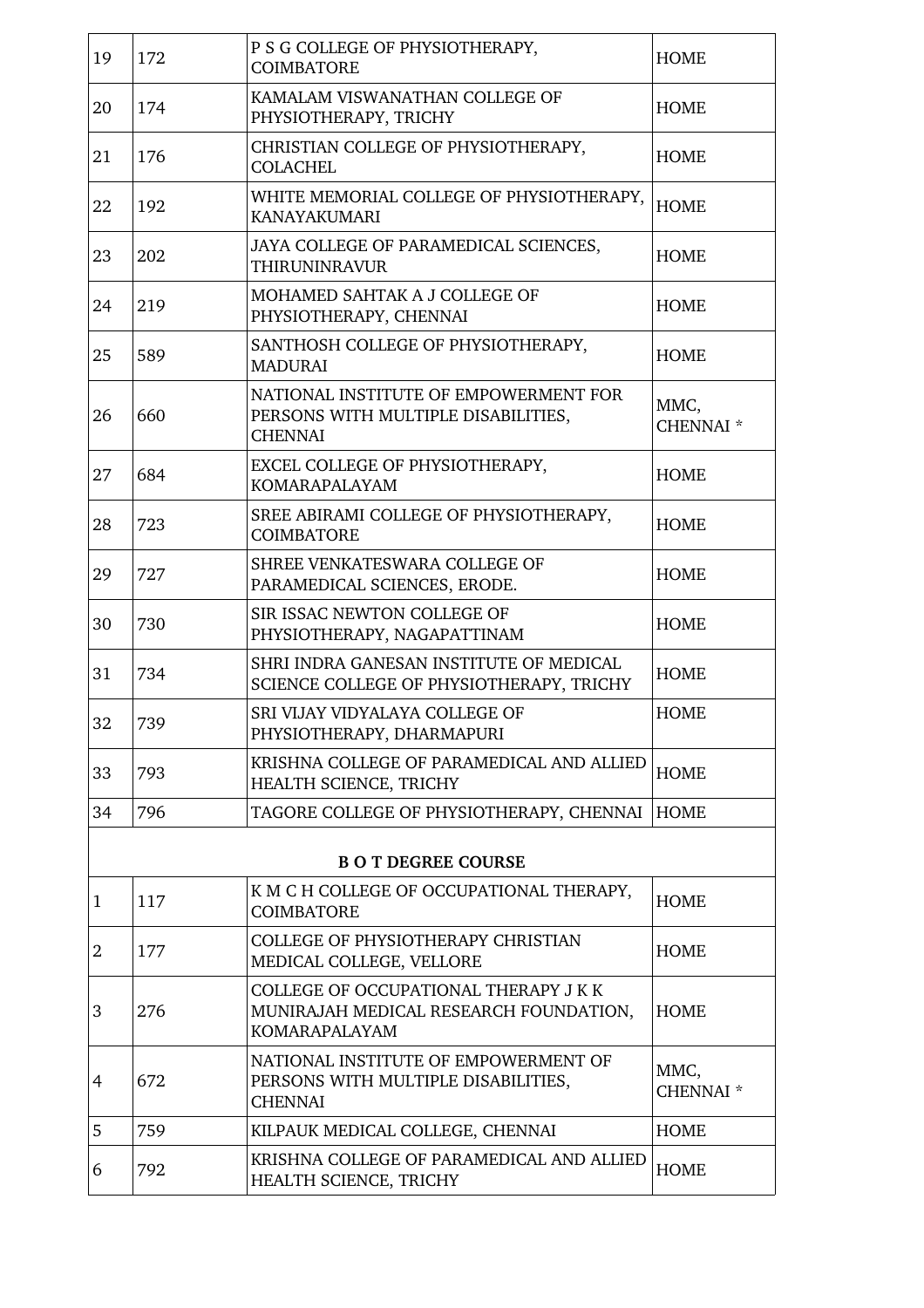| | | | |
|---|---|---|---|
| 19 | 172 | P S G COLLEGE OF PHYSIOTHERAPY, COIMBATORE | HOME |
| 20 | 174 | KAMALAM VISWANATHAN COLLEGE OF PHYSIOTHERAPY, TRICHY | HOME |
| 21 | 176 | CHRISTIAN COLLEGE OF PHYSIOTHERAPY, COLACHEL | HOME |
| 22 | 192 | WHITE MEMORIAL COLLEGE OF PHYSIOTHERAPY, KANAYAKUMARI | HOME |
| 23 | 202 | JAYA COLLEGE OF PARAMEDICAL SCIENCES, THIRUNINRAVUR | HOME |
| 24 | 219 | MOHAMED SAHTAK A J COLLEGE OF PHYSIOTHERAPY, CHENNAI | HOME |
| 25 | 589 | SANTHOSH COLLEGE OF PHYSIOTHERAPY, MADURAI | HOME |
| 26 | 660 | NATIONAL INSTITUTE OF EMPOWERMENT FOR PERSONS WITH MULTIPLE DISABILITIES, CHENNAI | MMC, CHENNAI * |
| 27 | 684 | EXCEL COLLEGE OF PHYSIOTHERAPY, KOMARAPALAYAM | HOME |
| 28 | 723 | SREE ABIRAMI COLLEGE OF PHYSIOTHERAPY, COIMBATORE | HOME |
| 29 | 727 | SHREE VENKATESWARA COLLEGE OF PARAMEDICAL SCIENCES, ERODE. | HOME |
| 30 | 730 | SIR ISSAC NEWTON COLLEGE OF PHYSIOTHERAPY, NAGAPATTINAM | HOME |
| 31 | 734 | SHRI INDRA GANESAN INSTITUTE OF MEDICAL SCIENCE COLLEGE OF PHYSIOTHERAPY, TRICHY | HOME |
| 32 | 739 | SRI VIJAY VIDYALAYA COLLEGE OF PHYSIOTHERAPY, DHARMAPURI | HOME |
| 33 | 793 | KRISHNA COLLEGE OF PARAMEDICAL AND ALLIED HEALTH SCIENCE, TRICHY | HOME |
| 34 | 796 | TAGORE COLLEGE OF PHYSIOTHERAPY, CHENNAI | HOME |
| | | **B O T DEGREE COURSE** | |
| 1 | 117 | K M C H COLLEGE OF OCCUPATIONAL THERAPY, COIMBATORE | HOME |
| 2 | 177 | COLLEGE OF PHYSIOTHERAPY CHRISTIAN MEDICAL COLLEGE, VELLORE | HOME |
| 3 | 276 | COLLEGE OF OCCUPATIONAL THERAPY J K K MUNIRAJAH MEDICAL RESEARCH FOUNDATION, KOMARAPALAYAM | HOME |
| 4 | 672 | NATIONAL INSTITUTE OF EMPOWERMENT OF PERSONS WITH MULTIPLE DISABILITIES, CHENNAI | MMC, CHENNAI * |
| 5 | 759 | KILPAUK MEDICAL COLLEGE, CHENNAI | HOME |
| 6 | 792 | KRISHNA COLLEGE OF PARAMEDICAL AND ALLIED HEALTH SCIENCE, TRICHY | HOME |